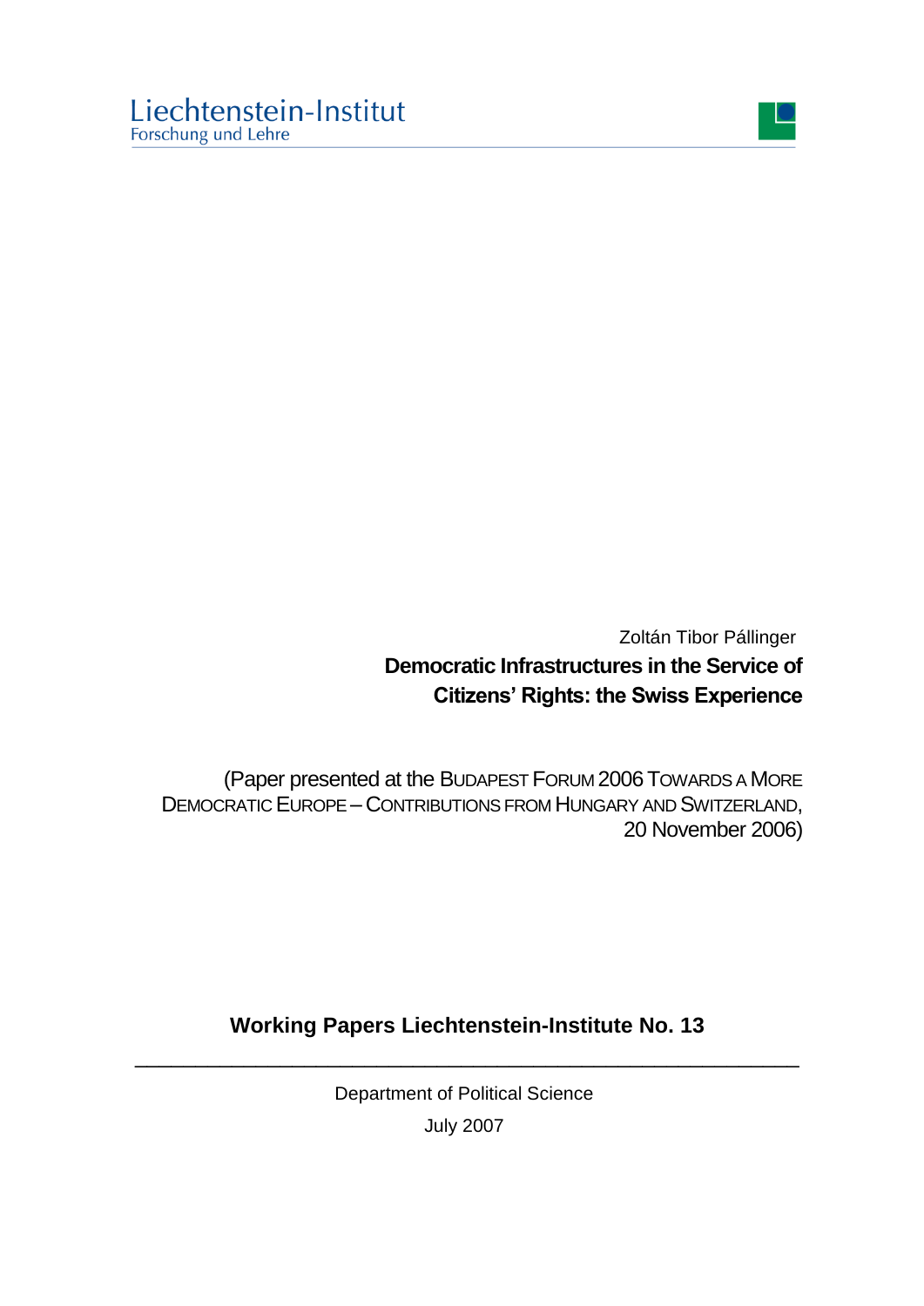Liechtenstein-Institut
Forschung und Lehre

Zoltán Tibor Pállinger

# Democratic Infrastructures in the Service of Citizens' Rights: the Swiss Experience

(Paper presented at the Budapest Forum 2006 Towards a More Democratic Europe – Contributions from Hungary and Switzerland, 20 November 2006)

**Working Papers Liechtenstein-Institute No. 13**

---

Department of Political Science

July 2007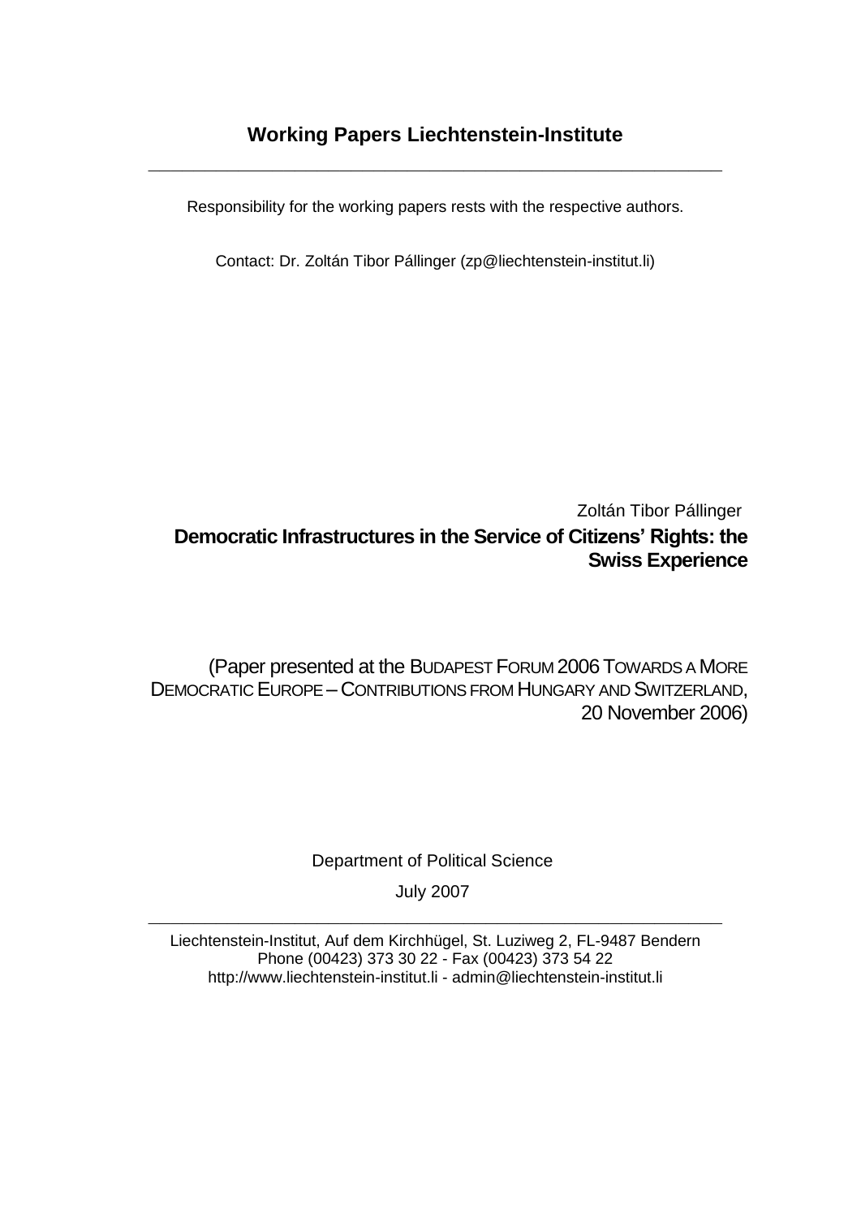# Working Papers Liechtenstein-Institute

---

Responsibility for the working papers rests with the respective authors.

Contact: Dr. Zoltán Tibor Pállinger (zp@liechtenstein-institut.li)

Zoltán Tibor Pállinger

**Democratic Infrastructures in the Service of Citizens' Rights: the Swiss Experience**

(Paper presented at the BUDAPEST FORUM 2006 TOWARDS A MORE DEMOCRATIC EUROPE – CONTRIBUTIONS FROM HUNGARY AND SWITZERLAND, 20 November 2006)

Department of Political Science

July 2007

---

Liechtenstein-Institut, Auf dem Kirchhügel, St. Luziweg 2, FL-9487 Bendern
Phone (00423) 373 30 22 - Fax (00423) 373 54 22
http://www.liechtenstein-institut.li - admin@liechtenstein-institut.li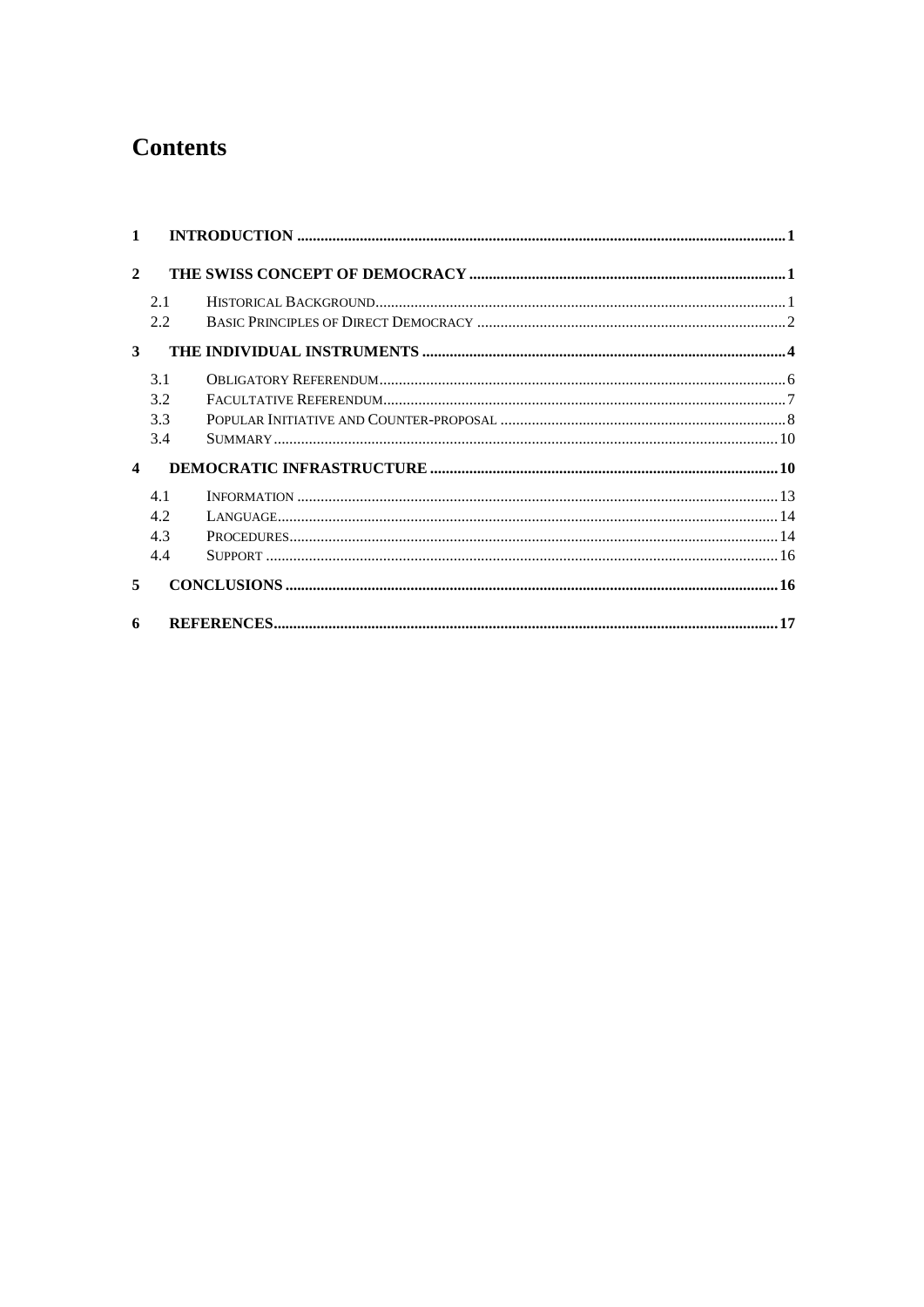# Contents

1 INTRODUCTION ... 1

2 THE SWISS CONCEPT OF DEMOCRACY ... 1

- 2.1 HISTORICAL BACKGROUND ... 1
- 2.2 BASIC PRINCIPLES OF DIRECT DEMOCRACY ... 2

3 THE INDIVIDUAL INSTRUMENTS ... 4

- 3.1 OBLIGATORY REFERENDUM ... 6
- 3.2 FACULTATIVE REFERENDUM ... 7
- 3.3 POPULAR INITIATIVE AND COUNTER-PROPOSAL ... 8
- 3.4 SUMMARY ... 10

4 DEMOCRATIC INFRASTRUCTURE ... 10

- 4.1 INFORMATION ... 13
- 4.2 LANGUAGE ... 14
- 4.3 PROCEDURES ... 14
- 4.4 SUPPORT ... 16

5 CONCLUSIONS ... 16

6 REFERENCES ... 17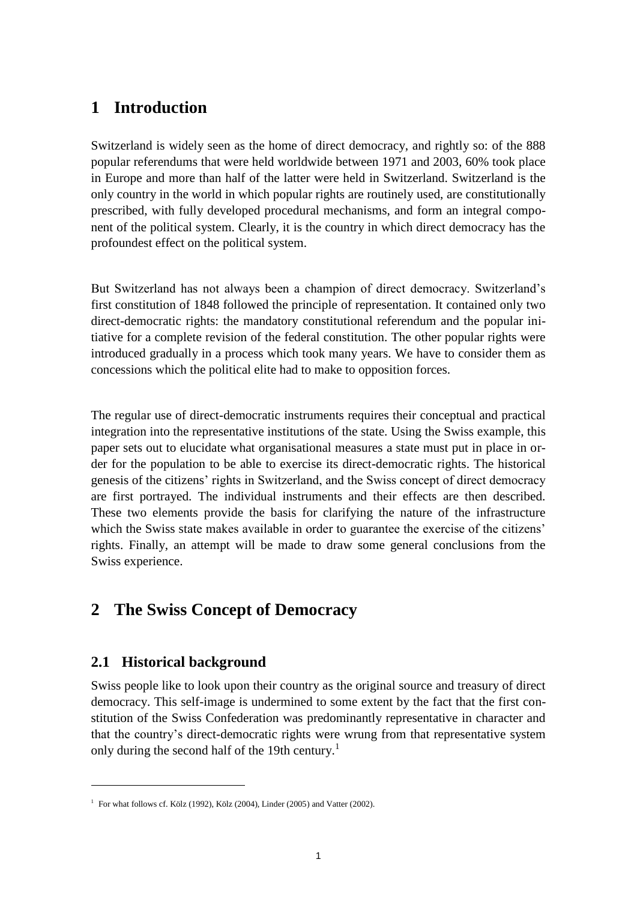# 1 Introduction

Switzerland is widely seen as the home of direct democracy, and rightly so: of the 888 popular referendums that were held worldwide between 1971 and 2003, 60% took place in Europe and more than half of the latter were held in Switzerland. Switzerland is the only country in the world in which popular rights are routinely used, are constitutionally prescribed, with fully developed procedural mechanisms, and form an integral component of the political system. Clearly, it is the country in which direct democracy has the profoundest effect on the political system.

But Switzerland has not always been a champion of direct democracy. Switzerland's first constitution of 1848 followed the principle of representation. It contained only two direct-democratic rights: the mandatory constitutional referendum and the popular initiative for a complete revision of the federal constitution. The other popular rights were introduced gradually in a process which took many years. We have to consider them as concessions which the political elite had to make to opposition forces.

The regular use of direct-democratic instruments requires their conceptual and practical integration into the representative institutions of the state. Using the Swiss example, this paper sets out to elucidate what organisational measures a state must put in place in order for the population to be able to exercise its direct-democratic rights. The historical genesis of the citizens' rights in Switzerland, and the Swiss concept of direct democracy are first portrayed. The individual instruments and their effects are then described. These two elements provide the basis for clarifying the nature of the infrastructure which the Swiss state makes available in order to guarantee the exercise of the citizens' rights. Finally, an attempt will be made to draw some general conclusions from the Swiss experience.

# 2 The Swiss Concept of Democracy

## 2.1 Historical background

Swiss people like to look upon their country as the original source and treasury of direct democracy. This self-image is undermined to some extent by the fact that the first constitution of the Swiss Confederation was predominantly representative in character and that the country's direct-democratic rights were wrung from that representative system only during the second half of the 19th century.[1]

[1] For what follows cf. Kölz (1992), Kölz (2004), Linder (2005) and Vatter (2002).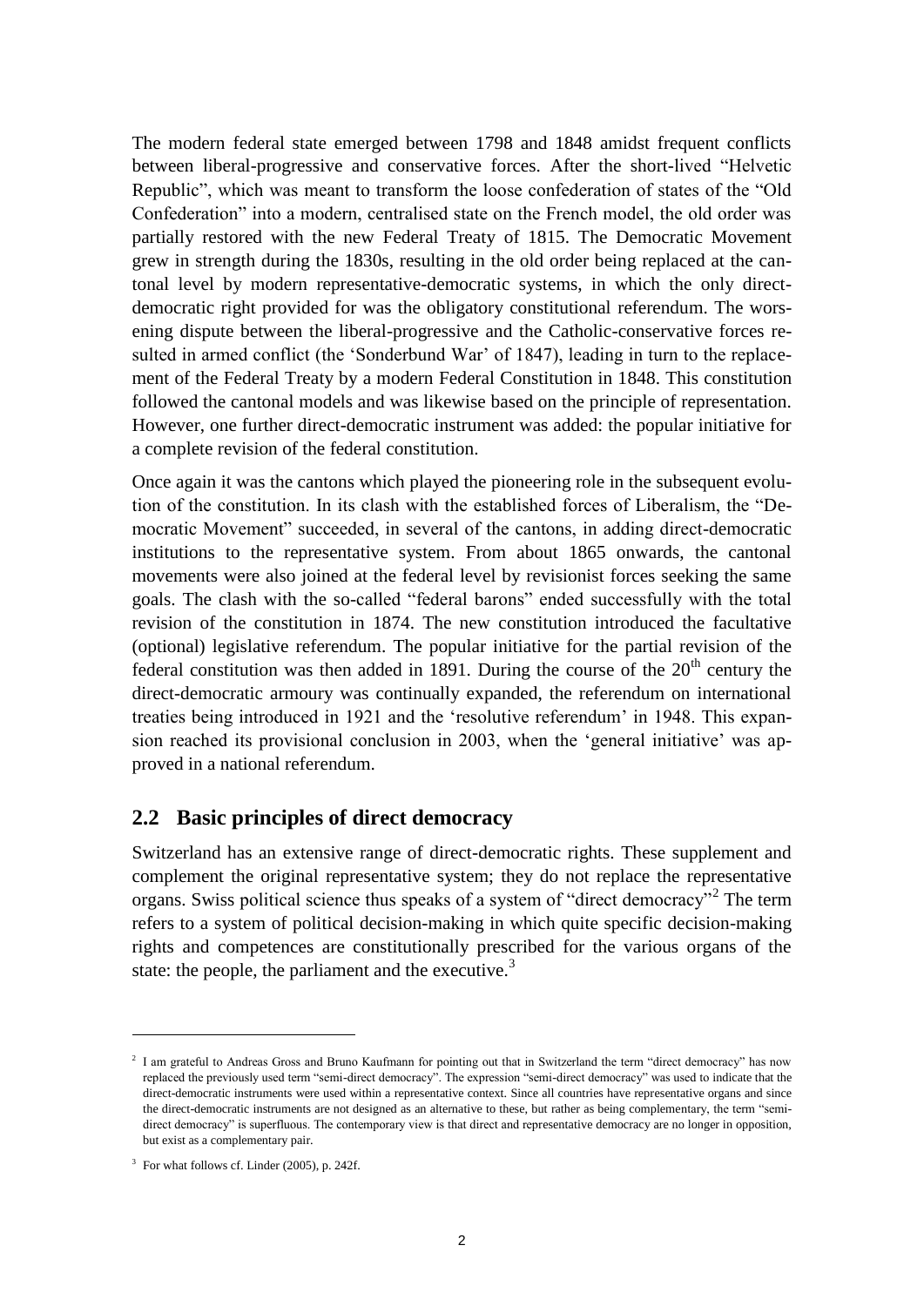The modern federal state emerged between 1798 and 1848 amidst frequent conflicts between liberal-progressive and conservative forces. After the short-lived "Helvetic Republic", which was meant to transform the loose confederation of states of the "Old Confederation" into a modern, centralised state on the French model, the old order was partially restored with the new Federal Treaty of 1815. The Democratic Movement grew in strength during the 1830s, resulting in the old order being replaced at the cantonal level by modern representative-democratic systems, in which the only direct-democratic right provided for was the obligatory constitutional referendum. The worsening dispute between the liberal-progressive and the Catholic-conservative forces resulted in armed conflict (the 'Sonderbund War' of 1847), leading in turn to the replacement of the Federal Treaty by a modern Federal Constitution in 1848. This constitution followed the cantonal models and was likewise based on the principle of representation. However, one further direct-democratic instrument was added: the popular initiative for a complete revision of the federal constitution.

Once again it was the cantons which played the pioneering role in the subsequent evolution of the constitution. In its clash with the established forces of Liberalism, the "Democratic Movement" succeeded, in several of the cantons, in adding direct-democratic institutions to the representative system. From about 1865 onwards, the cantonal movements were also joined at the federal level by revisionist forces seeking the same goals. The clash with the so-called "federal barons" ended successfully with the total revision of the constitution in 1874. The new constitution introduced the facultative (optional) legislative referendum. The popular initiative for the partial revision of the federal constitution was then added in 1891. During the course of the 20th century the direct-democratic armoury was continually expanded, the referendum on international treaties being introduced in 1921 and the 'resolutive referendum' in 1948. This expansion reached its provisional conclusion in 2003, when the 'general initiative' was approved in a national referendum.

## 2.2 Basic principles of direct democracy

Switzerland has an extensive range of direct-democratic rights. These supplement and complement the original representative system; they do not replace the representative organs. Swiss political science thus speaks of a system of "direct democracy"[2] The term refers to a system of political decision-making in which quite specific decision-making rights and competences are constitutionally prescribed for the various organs of the state: the people, the parliament and the executive.[3]

---

[2] I am grateful to Andreas Gross and Bruno Kaufmann for pointing out that in Switzerland the term "direct democracy" has now replaced the previously used term "semi-direct democracy". The expression "semi-direct democracy" was used to indicate that the direct-democratic instruments were used within a representative context. Since all countries have representative organs and since the direct-democratic instruments are not designed as an alternative to these, but rather as being complementary, the term "semi-direct democracy" is superfluous. The contemporary view is that direct and representative democracy are no longer in opposition, but exist as a complementary pair.

[3] For what follows cf. Linder (2005), p. 242f.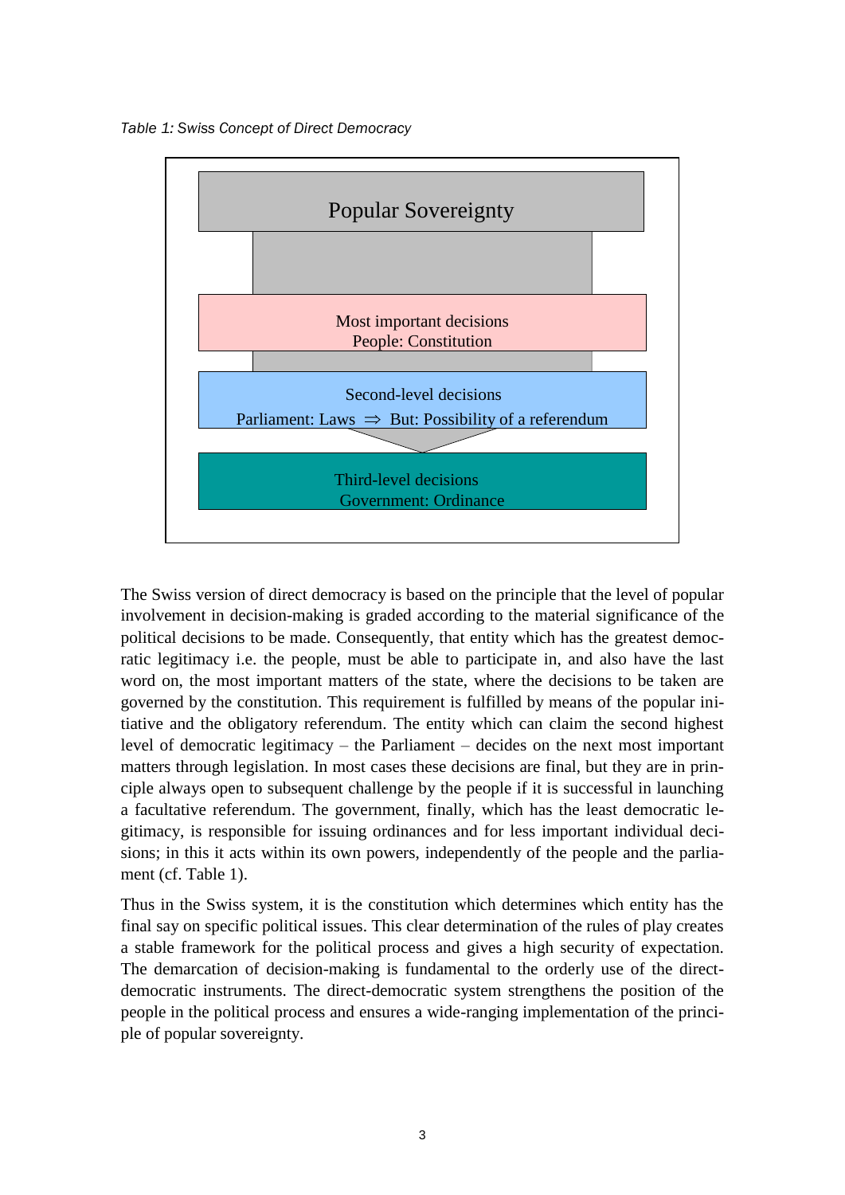*Table 1: Swiss Concept of Direct Democracy*

| Popular Sovereignty |
|---|
| Most important decisions<br>People: Constitution |
| Second-level decisions<br>Parliament: Laws ⇒ But: Possibility of a referendum |
| Third-level decisions<br>Government: Ordinance |

The Swiss version of direct democracy is based on the principle that the level of popular involvement in decision-making is graded according to the material significance of the political decisions to be made. Consequently, that entity which has the greatest democratic legitimacy i.e. the people, must be able to participate in, and also have the last word on, the most important matters of the state, where the decisions to be taken are governed by the constitution. This requirement is fulfilled by means of the popular initiative and the obligatory referendum. The entity which can claim the second highest level of democratic legitimacy – the Parliament – decides on the next most important matters through legislation. In most cases these decisions are final, but they are in principle always open to subsequent challenge by the people if it is successful in launching a facultative referendum. The government, finally, which has the least democratic legitimacy, is responsible for issuing ordinances and for less important individual decisions; in this it acts within its own powers, independently of the people and the parliament (cf. Table 1).

Thus in the Swiss system, it is the constitution which determines which entity has the final say on specific political issues. This clear determination of the rules of play creates a stable framework for the political process and gives a high security of expectation. The demarcation of decision-making is fundamental to the orderly use of the direct-democratic instruments. The direct-democratic system strengthens the position of the people in the political process and ensures a wide-ranging implementation of the principle of popular sovereignty.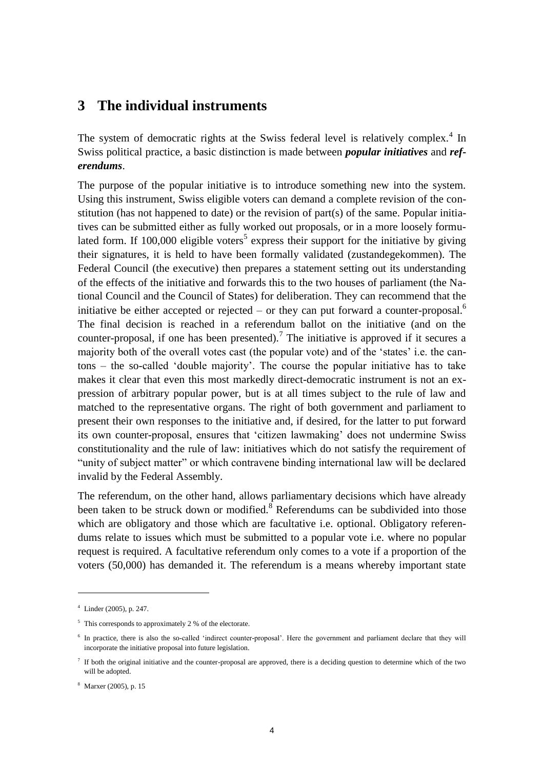## 3 The individual instruments

The system of democratic rights at the Swiss federal level is relatively complex.[4] In Swiss political practice, a basic distinction is made between ***popular initiatives*** and ***referendums***.

The purpose of the popular initiative is to introduce something new into the system. Using this instrument, Swiss eligible voters can demand a complete revision of the constitution (has not happened to date) or the revision of part(s) of the same. Popular initiatives can be submitted either as fully worked out proposals, or in a more loosely formulated form. If 100,000 eligible voters[5] express their support for the initiative by giving their signatures, it is held to have been formally validated (zustandegekommen). The Federal Council (the executive) then prepares a statement setting out its understanding of the effects of the initiative and forwards this to the two houses of parliament (the National Council and the Council of States) for deliberation. They can recommend that the initiative be either accepted or rejected – or they can put forward a counter-proposal.[6] The final decision is reached in a referendum ballot on the initiative (and on the counter-proposal, if one has been presented).[7] The initiative is approved if it secures a majority both of the overall votes cast (the popular vote) and of the 'states' i.e. the cantons – the so-called 'double majority'. The course the popular initiative has to take makes it clear that even this most markedly direct-democratic instrument is not an expression of arbitrary popular power, but is at all times subject to the rule of law and matched to the representative organs. The right of both government and parliament to present their own responses to the initiative and, if desired, for the latter to put forward its own counter-proposal, ensures that 'citizen lawmaking' does not undermine Swiss constitutionality and the rule of law: initiatives which do not satisfy the requirement of "unity of subject matter" or which contravene binding international law will be declared invalid by the Federal Assembly.

The referendum, on the other hand, allows parliamentary decisions which have already been taken to be struck down or modified.[8] Referendums can be subdivided into those which are obligatory and those which are facultative i.e. optional. Obligatory referendums relate to issues which must be submitted to a popular vote i.e. where no popular request is required. A facultative referendum only comes to a vote if a proportion of the voters (50,000) has demanded it. The referendum is a means whereby important state

---

[4] Linder (2005), p. 247.

[5] This corresponds to approximately 2 % of the electorate.

[6] In practice, there is also the so-called 'indirect counter-proposal'. Here the government and parliament declare that they will incorporate the initiative proposal into future legislation.

[7] If both the original initiative and the counter-proposal are approved, there is a deciding question to determine which of the two will be adopted.

[8] Marxer (2005), p. 15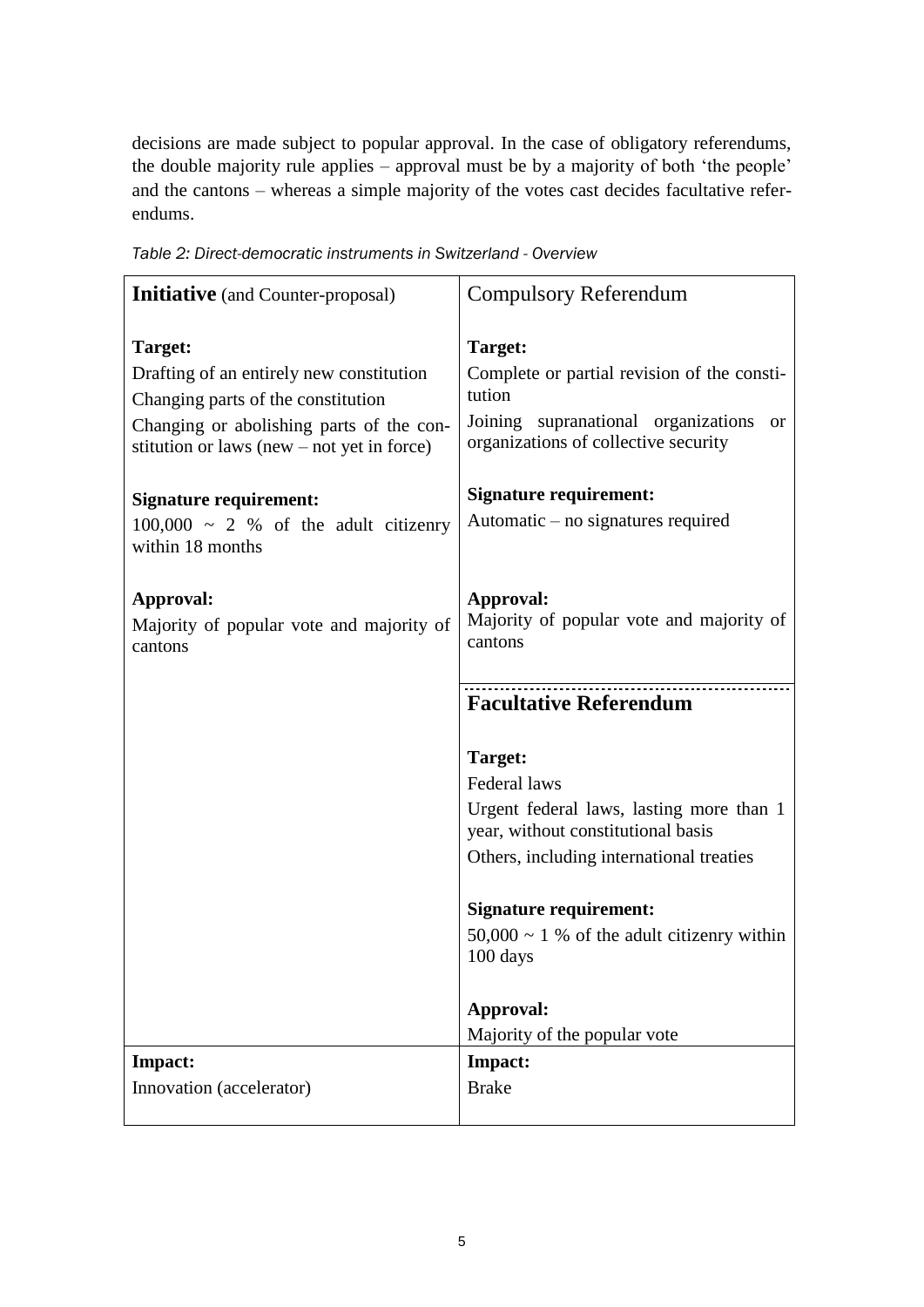decisions are made subject to popular approval. In the case of obligatory referendums, the double majority rule applies – approval must be by a majority of both 'the people' and the cantons – whereas a simple majority of the votes cast decides facultative referendums.

*Table 2: Direct-democratic instruments in Switzerland - Overview*

| **Initiative** (and Counter-proposal) | Compulsory Referendum |
|---|---|
| **Target:**<br>Drafting of an entirely new constitution<br>Changing parts of the constitution<br>Changing or abolishing parts of the constitution or laws (new – not yet in force) | **Target:**<br>Complete or partial revision of the constitution<br>Joining supranational organizations or organizations of collective security |
| **Signature requirement:**<br>100,000 ~ 2 % of the adult citizenry within 18 months | **Signature requirement:**<br>Automatic – no signatures required |
| **Approval:**<br>Majority of popular vote and majority of cantons | **Approval:**<br>Majority of popular vote and majority of cantons |
| | **Facultative Referendum** |
| | **Target:**<br>Federal laws<br>Urgent federal laws, lasting more than 1 year, without constitutional basis<br>Others, including international treaties |
| | **Signature requirement:**<br>50,000 ~ 1 % of the adult citizenry within 100 days |
| | **Approval:**<br>Majority of the popular vote |
| **Impact:**<br>Innovation (accelerator) | **Impact:**<br>Brake |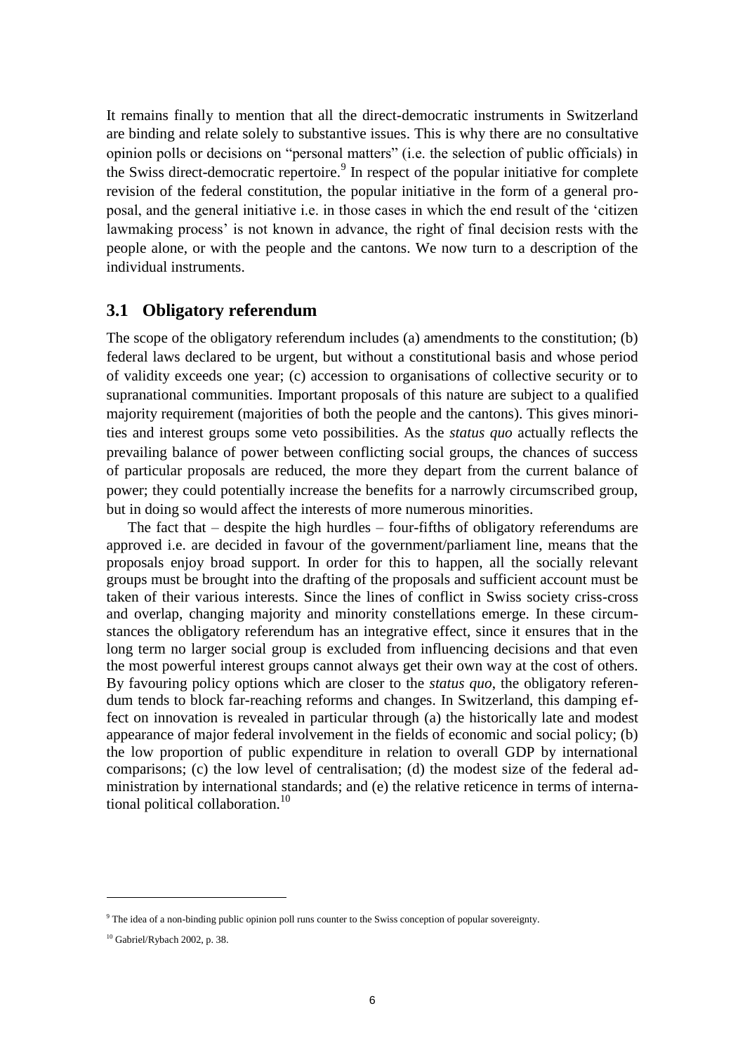It remains finally to mention that all the direct-democratic instruments in Switzerland are binding and relate solely to substantive issues. This is why there are no consultative opinion polls or decisions on "personal matters" (i.e. the selection of public officials) in the Swiss direct-democratic repertoire.[9] In respect of the popular initiative for complete revision of the federal constitution, the popular initiative in the form of a general proposal, and the general initiative i.e. in those cases in which the end result of the 'citizen lawmaking process' is not known in advance, the right of final decision rests with the people alone, or with the people and the cantons. We now turn to a description of the individual instruments.

## 3.1 Obligatory referendum

The scope of the obligatory referendum includes (a) amendments to the constitution; (b) federal laws declared to be urgent, but without a constitutional basis and whose period of validity exceeds one year; (c) accession to organisations of collective security or to supranational communities. Important proposals of this nature are subject to a qualified majority requirement (majorities of both the people and the cantons). This gives minorities and interest groups some veto possibilities. As the *status quo* actually reflects the prevailing balance of power between conflicting social groups, the chances of success of particular proposals are reduced, the more they depart from the current balance of power; they could potentially increase the benefits for a narrowly circumscribed group, but in doing so would affect the interests of more numerous minorities.

The fact that – despite the high hurdles – four-fifths of obligatory referendums are approved i.e. are decided in favour of the government/parliament line, means that the proposals enjoy broad support. In order for this to happen, all the socially relevant groups must be brought into the drafting of the proposals and sufficient account must be taken of their various interests. Since the lines of conflict in Swiss society criss-cross and overlap, changing majority and minority constellations emerge. In these circumstances the obligatory referendum has an integrative effect, since it ensures that in the long term no larger social group is excluded from influencing decisions and that even the most powerful interest groups cannot always get their own way at the cost of others. By favouring policy options which are closer to the *status quo*, the obligatory referendum tends to block far-reaching reforms and changes. In Switzerland, this damping effect on innovation is revealed in particular through (a) the historically late and modest appearance of major federal involvement in the fields of economic and social policy; (b) the low proportion of public expenditure in relation to overall GDP by international comparisons; (c) the low level of centralisation; (d) the modest size of the federal administration by international standards; and (e) the relative reticence in terms of international political collaboration.[10]

---

[9] The idea of a non-binding public opinion poll runs counter to the Swiss conception of popular sovereignty.

[10] Gabriel/Rybach 2002, p. 38.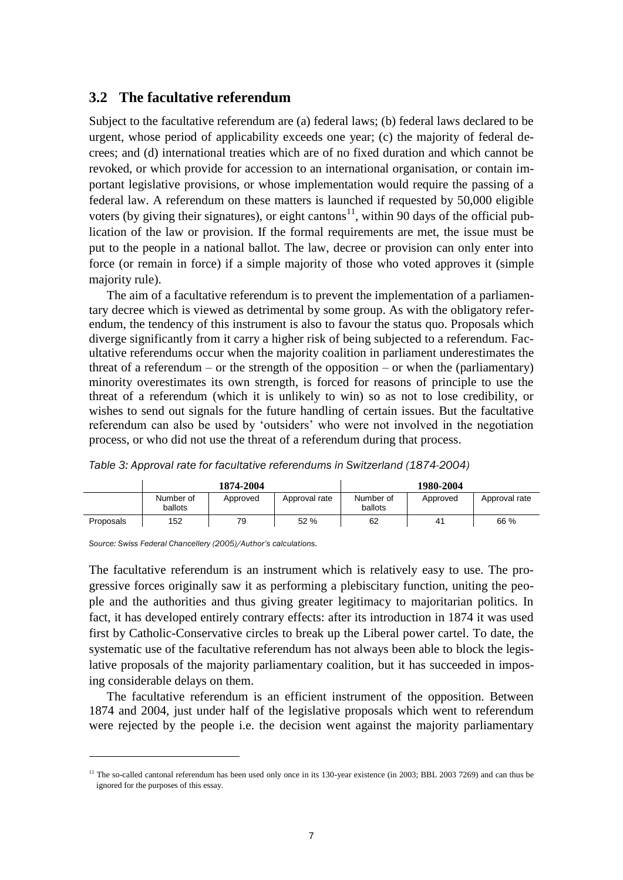## 3.2 The facultative referendum

Subject to the facultative referendum are (a) federal laws; (b) federal laws declared to be urgent, whose period of applicability exceeds one year; (c) the majority of federal decrees; and (d) international treaties which are of no fixed duration and which cannot be revoked, or which provide for accession to an international organisation, or contain important legislative provisions, or whose implementation would require the passing of a federal law. A referendum on these matters is launched if requested by 50,000 eligible voters (by giving their signatures), or eight cantons[11], within 90 days of the official publication of the law or provision. If the formal requirements are met, the issue must be put to the people in a national ballot. The law, decree or provision can only enter into force (or remain in force) if a simple majority of those who voted approves it (simple majority rule).

The aim of a facultative referendum is to prevent the implementation of a parliamentary decree which is viewed as detrimental by some group. As with the obligatory referendum, the tendency of this instrument is also to favour the status quo. Proposals which diverge significantly from it carry a higher risk of being subjected to a referendum. Facultative referendums occur when the majority coalition in parliament underestimates the threat of a referendum – or the strength of the opposition – or when the (parliamentary) minority overestimates its own strength, is forced for reasons of principle to use the threat of a referendum (which it is unlikely to win) so as not to lose credibility, or wishes to send out signals for the future handling of certain issues. But the facultative referendum can also be used by 'outsiders' who were not involved in the negotiation process, or who did not use the threat of a referendum during that process.

*Table 3: Approval rate for facultative referendums in Switzerland (1874-2004)*

| | 1874-2004 | | | 1980-2004 | | |
|---|---|---|---|---|---|---|
| | Number of ballots | Approved | Approval rate | Number of ballots | Approved | Approval rate |
| Proposals | 152 | 79 | 52 % | 62 | 41 | 66 % |

*Source: Swiss Federal Chancellery (2005)/Author's calculations.*

The facultative referendum is an instrument which is relatively easy to use. The progressive forces originally saw it as performing a plebiscitary function, uniting the people and the authorities and thus giving greater legitimacy to majoritarian politics. In fact, it has developed entirely contrary effects: after its introduction in 1874 it was used first by Catholic-Conservative circles to break up the Liberal power cartel. To date, the systematic use of the facultative referendum has not always been able to block the legislative proposals of the majority parliamentary coalition, but it has succeeded in imposing considerable delays on them.

The facultative referendum is an efficient instrument of the opposition. Between 1874 and 2004, just under half of the legislative proposals which went to referendum were rejected by the people i.e. the decision went against the majority parliamentary

[11] The so-called cantonal referendum has been used only once in its 130-year existence (in 2003; BBL 2003 7269) and can thus be ignored for the purposes of this essay.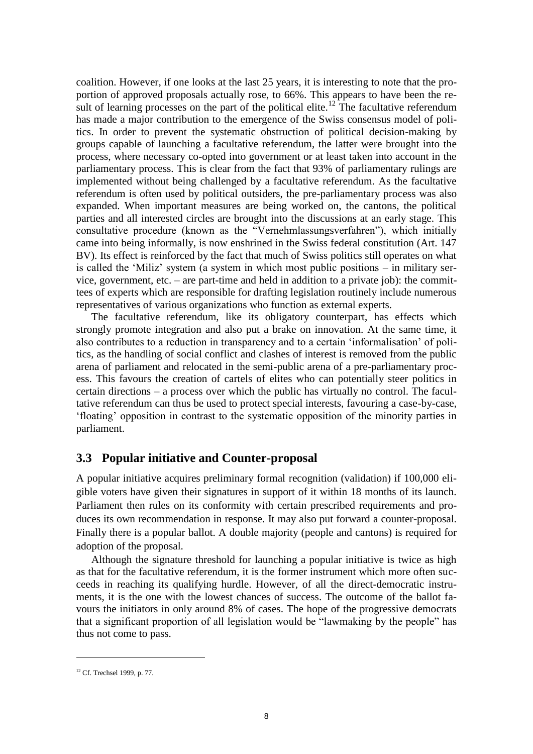coalition. However, if one looks at the last 25 years, it is interesting to note that the proportion of approved proposals actually rose, to 66%. This appears to have been the result of learning processes on the part of the political elite.[12] The facultative referendum has made a major contribution to the emergence of the Swiss consensus model of politics. In order to prevent the systematic obstruction of political decision-making by groups capable of launching a facultative referendum, the latter were brought into the process, where necessary co-opted into government or at least taken into account in the parliamentary process. This is clear from the fact that 93% of parliamentary rulings are implemented without being challenged by a facultative referendum. As the facultative referendum is often used by political outsiders, the pre-parliamentary process was also expanded. When important measures are being worked on, the cantons, the political parties and all interested circles are brought into the discussions at an early stage. This consultative procedure (known as the "Vernehmlassungsverfahren"), which initially came into being informally, is now enshrined in the Swiss federal constitution (Art. 147 BV). Its effect is reinforced by the fact that much of Swiss politics still operates on what is called the 'Miliz' system (a system in which most public positions – in military service, government, etc. – are part-time and held in addition to a private job): the committees of experts which are responsible for drafting legislation routinely include numerous representatives of various organizations who function as external experts.

The facultative referendum, like its obligatory counterpart, has effects which strongly promote integration and also put a brake on innovation. At the same time, it also contributes to a reduction in transparency and to a certain 'informalisation' of politics, as the handling of social conflict and clashes of interest is removed from the public arena of parliament and relocated in the semi-public arena of a pre-parliamentary process. This favours the creation of cartels of elites who can potentially steer politics in certain directions – a process over which the public has virtually no control. The facultative referendum can thus be used to protect special interests, favouring a case-by-case, 'floating' opposition in contrast to the systematic opposition of the minority parties in parliament.

## 3.3 Popular initiative and Counter-proposal

A popular initiative acquires preliminary formal recognition (validation) if 100,000 eligible voters have given their signatures in support of it within 18 months of its launch. Parliament then rules on its conformity with certain prescribed requirements and produces its own recommendation in response. It may also put forward a counter-proposal. Finally there is a popular ballot. A double majority (people and cantons) is required for adoption of the proposal.

Although the signature threshold for launching a popular initiative is twice as high as that for the facultative referendum, it is the former instrument which more often succeeds in reaching its qualifying hurdle. However, of all the direct-democratic instruments, it is the one with the lowest chances of success. The outcome of the ballot favours the initiators in only around 8% of cases. The hope of the progressive democrats that a significant proportion of all legislation would be "lawmaking by the people" has thus not come to pass.

[12] Cf. Trechsel 1999, p. 77.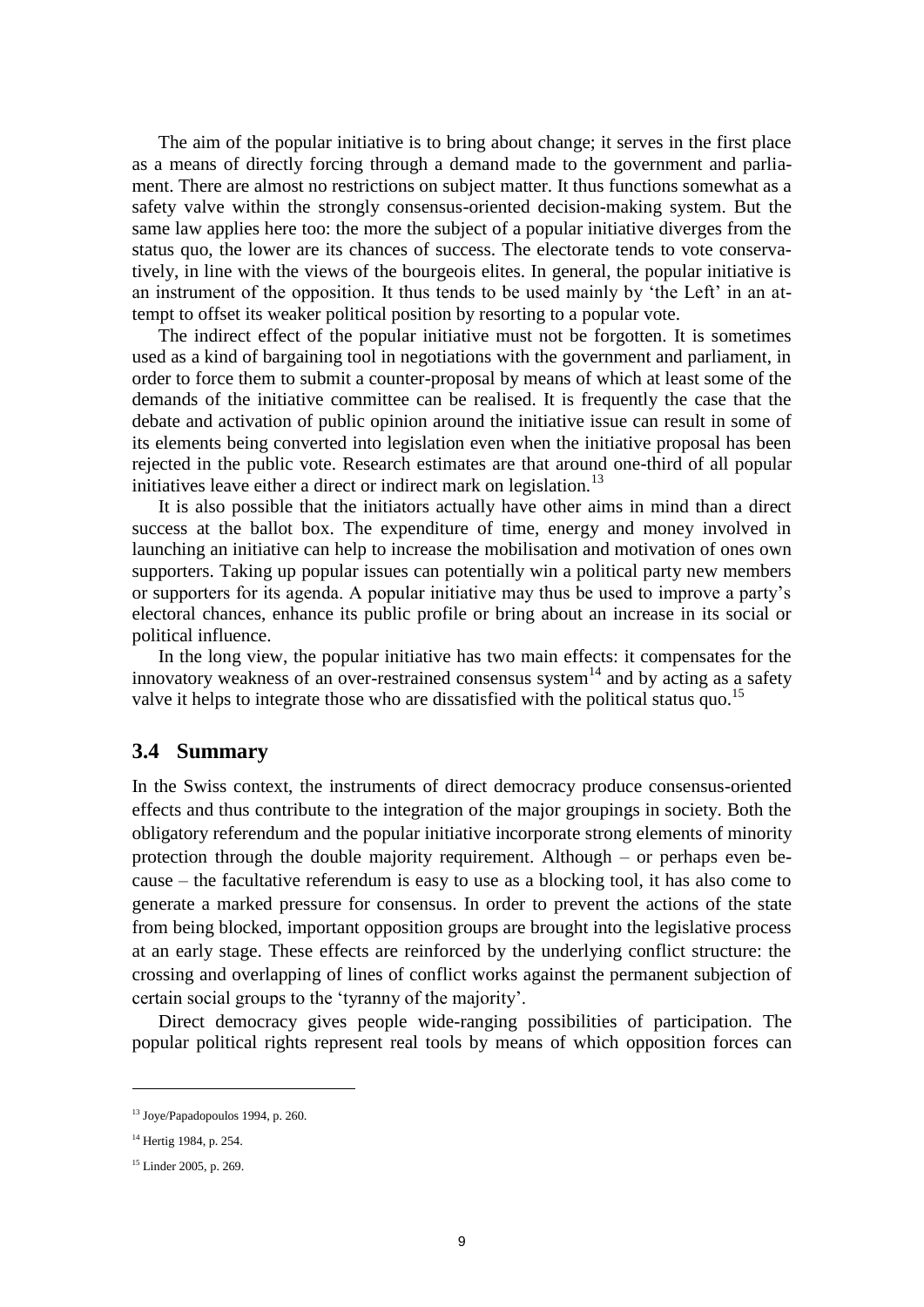The aim of the popular initiative is to bring about change; it serves in the first place as a means of directly forcing through a demand made to the government and parliament. There are almost no restrictions on subject matter. It thus functions somewhat as a safety valve within the strongly consensus-oriented decision-making system. But the same law applies here too: the more the subject of a popular initiative diverges from the status quo, the lower are its chances of success. The electorate tends to vote conservatively, in line with the views of the bourgeois elites. In general, the popular initiative is an instrument of the opposition. It thus tends to be used mainly by 'the Left' in an attempt to offset its weaker political position by resorting to a popular vote.

The indirect effect of the popular initiative must not be forgotten. It is sometimes used as a kind of bargaining tool in negotiations with the government and parliament, in order to force them to submit a counter-proposal by means of which at least some of the demands of the initiative committee can be realised. It is frequently the case that the debate and activation of public opinion around the initiative issue can result in some of its elements being converted into legislation even when the initiative proposal has been rejected in the public vote. Research estimates are that around one-third of all popular initiatives leave either a direct or indirect mark on legislation.[13]

It is also possible that the initiators actually have other aims in mind than a direct success at the ballot box. The expenditure of time, energy and money involved in launching an initiative can help to increase the mobilisation and motivation of ones own supporters. Taking up popular issues can potentially win a political party new members or supporters for its agenda. A popular initiative may thus be used to improve a party's electoral chances, enhance its public profile or bring about an increase in its social or political influence.

In the long view, the popular initiative has two main effects: it compensates for the innovatory weakness of an over-restrained consensus system[14] and by acting as a safety valve it helps to integrate those who are dissatisfied with the political status quo.[15]

## 3.4 Summary

In the Swiss context, the instruments of direct democracy produce consensus-oriented effects and thus contribute to the integration of the major groupings in society. Both the obligatory referendum and the popular initiative incorporate strong elements of minority protection through the double majority requirement. Although – or perhaps even because – the facultative referendum is easy to use as a blocking tool, it has also come to generate a marked pressure for consensus. In order to prevent the actions of the state from being blocked, important opposition groups are brought into the legislative process at an early stage. These effects are reinforced by the underlying conflict structure: the crossing and overlapping of lines of conflict works against the permanent subjection of certain social groups to the 'tyranny of the majority'.

Direct democracy gives people wide-ranging possibilities of participation. The popular political rights represent real tools by means of which opposition forces can

---

[13] Joye/Papadopoulos 1994, p. 260.

[14] Hertig 1984, p. 254.

[15] Linder 2005, p. 269.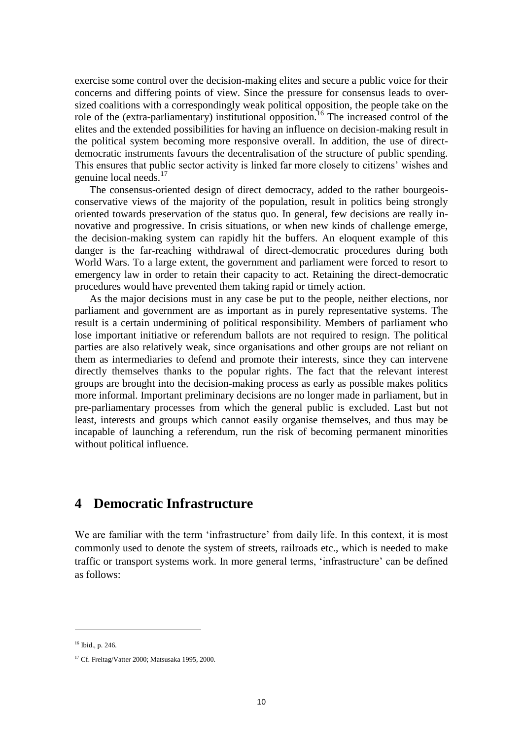exercise some control over the decision-making elites and secure a public voice for their concerns and differing points of view. Since the pressure for consensus leads to over-sized coalitions with a correspondingly weak political opposition, the people take on the role of the (extra-parliamentary) institutional opposition.[16] The increased control of the elites and the extended possibilities for having an influence on decision-making result in the political system becoming more responsive overall. In addition, the use of direct-democratic instruments favours the decentralisation of the structure of public spending. This ensures that public sector activity is linked far more closely to citizens' wishes and genuine local needs.[17]

The consensus-oriented design of direct democracy, added to the rather bourgeois-conservative views of the majority of the population, result in politics being strongly oriented towards preservation of the status quo. In general, few decisions are really innovative and progressive. In crisis situations, or when new kinds of challenge emerge, the decision-making system can rapidly hit the buffers. An eloquent example of this danger is the far-reaching withdrawal of direct-democratic procedures during both World Wars. To a large extent, the government and parliament were forced to resort to emergency law in order to retain their capacity to act. Retaining the direct-democratic procedures would have prevented them taking rapid or timely action.

As the major decisions must in any case be put to the people, neither elections, nor parliament and government are as important as in purely representative systems. The result is a certain undermining of political responsibility. Members of parliament who lose important initiative or referendum ballots are not required to resign. The political parties are also relatively weak, since organisations and other groups are not reliant on them as intermediaries to defend and promote their interests, since they can intervene directly themselves thanks to the popular rights. The fact that the relevant interest groups are brought into the decision-making process as early as possible makes politics more informal. Important preliminary decisions are no longer made in parliament, but in pre-parliamentary processes from which the general public is excluded. Last but not least, interests and groups which cannot easily organise themselves, and thus may be incapable of launching a referendum, run the risk of becoming permanent minorities without political influence.

# 4 Democratic Infrastructure

We are familiar with the term 'infrastructure' from daily life. In this context, it is most commonly used to denote the system of streets, railroads etc., which is needed to make traffic or transport systems work. In more general terms, 'infrastructure' can be defined as follows:

---

[16] Ibid., p. 246.

[17] Cf. Freitag/Vatter 2000; Matsusaka 1995, 2000.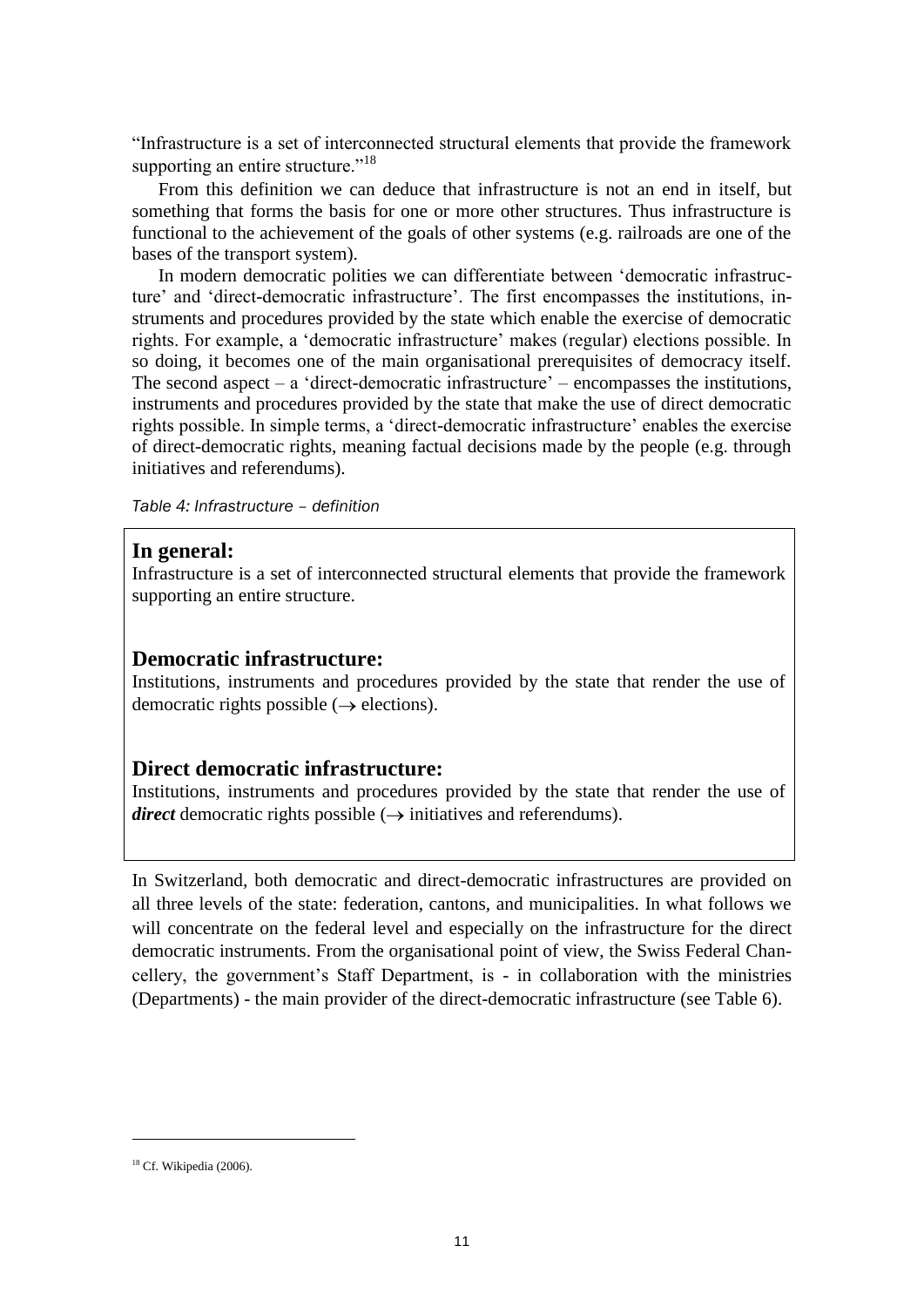"Infrastructure is a set of interconnected structural elements that provide the framework supporting an entire structure."[18]

From this definition we can deduce that infrastructure is not an end in itself, but something that forms the basis for one or more other structures. Thus infrastructure is functional to the achievement of the goals of other systems (e.g. railroads are one of the bases of the transport system).

In modern democratic polities we can differentiate between 'democratic infrastructure' and 'direct-democratic infrastructure'. The first encompasses the institutions, instruments and procedures provided by the state which enable the exercise of democratic rights. For example, a 'democratic infrastructure' makes (regular) elections possible. In so doing, it becomes one of the main organisational prerequisites of democracy itself. The second aspect – a 'direct-democratic infrastructure' – encompasses the institutions, instruments and procedures provided by the state that make the use of direct democratic rights possible. In simple terms, a 'direct-democratic infrastructure' enables the exercise of direct-democratic rights, meaning factual decisions made by the people (e.g. through initiatives and referendums).

*Table 4: Infrastructure – definition*

**In general:**
Infrastructure is a set of interconnected structural elements that provide the framework supporting an entire structure.

**Democratic infrastructure:**
Institutions, instruments and procedures provided by the state that render the use of democratic rights possible (→ elections).

**Direct democratic infrastructure:**
Institutions, instruments and procedures provided by the state that render the use of ***direct*** democratic rights possible (→ initiatives and referendums).

In Switzerland, both democratic and direct-democratic infrastructures are provided on all three levels of the state: federation, cantons, and municipalities. In what follows we will concentrate on the federal level and especially on the infrastructure for the direct democratic instruments. From the organisational point of view, the Swiss Federal Chancellery, the government's Staff Department, is - in collaboration with the ministries (Departments) - the main provider of the direct-democratic infrastructure (see Table 6).

[18] Cf. Wikipedia (2006).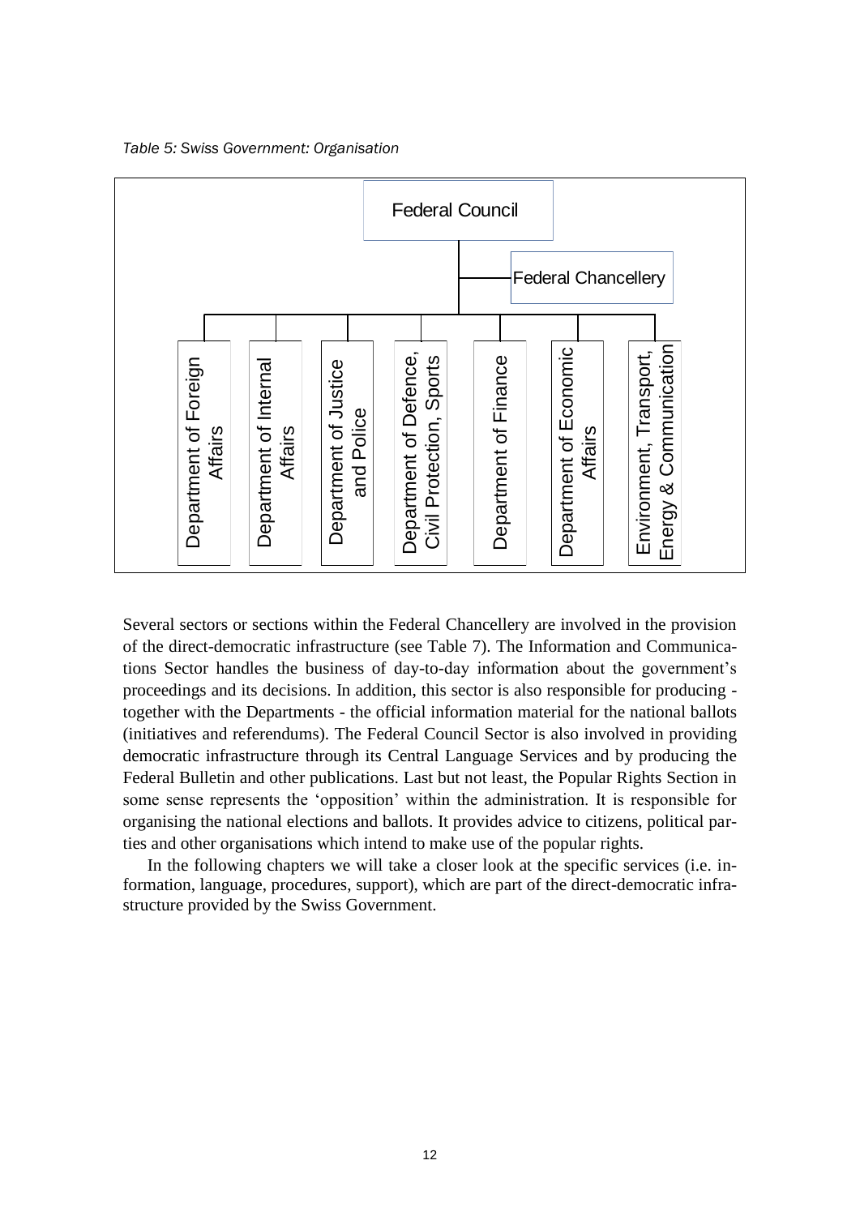*Table 5: Swiss Government: Organisation*

- Federal Council
  - Federal Chancellery
  - Department of Foreign Affairs
  - Department of Internal Affairs
  - Department of Justice and Police
  - Department of Defence, Civil Protection, Sports
  - Department of Finance
  - Department of Economic Affairs
  - Environment, Transport, Energy & Communication

Several sectors or sections within the Federal Chancellery are involved in the provision of the direct-democratic infrastructure (see Table 7). The Information and Communications Sector handles the business of day-to-day information about the government's proceedings and its decisions. In addition, this sector is also responsible for producing - together with the Departments - the official information material for the national ballots (initiatives and referendums). The Federal Council Sector is also involved in providing democratic infrastructure through its Central Language Services and by producing the Federal Bulletin and other publications. Last but not least, the Popular Rights Section in some sense represents the 'opposition' within the administration. It is responsible for organising the national elections and ballots. It provides advice to citizens, political parties and other organisations which intend to make use of the popular rights.

In the following chapters we will take a closer look at the specific services (i.e. information, language, procedures, support), which are part of the direct-democratic infrastructure provided by the Swiss Government.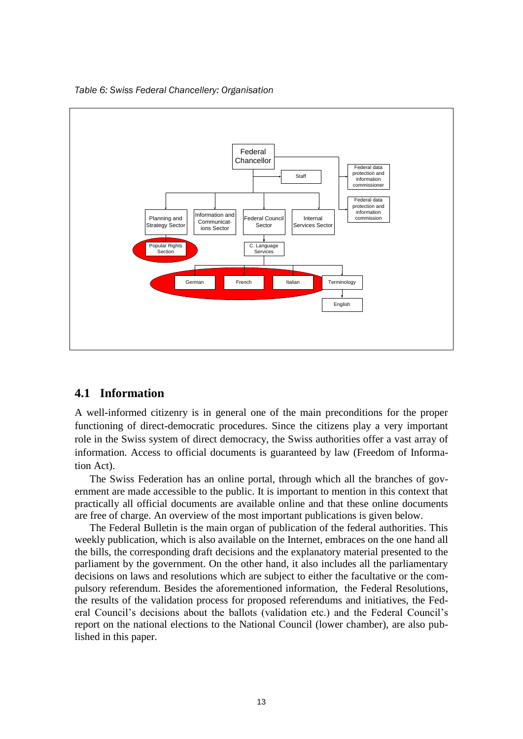*Table 6: Swiss Federal Chancellery: Organisation*

- Federal Chancellor
  - Staff
  - Federal data protection and information commissioner
  - Federal data protection and information commission
  - Planning and Strategy Sector
    - Popular Rights Section
  - Information and Communications Sector
  - Federal Council Sector
    - C. Language Services
      - German
      - French
      - Italian
      - Terminology
        - English
  - Internal Services Sector

## 4.1 Information

A well-informed citizenry is in general one of the main preconditions for the proper functioning of direct-democratic procedures. Since the citizens play a very important role in the Swiss system of direct democracy, the Swiss authorities offer a vast array of information. Access to official documents is guaranteed by law (Freedom of Information Act).

The Swiss Federation has an online portal, through which all the branches of government are made accessible to the public. It is important to mention in this context that practically all official documents are available online and that these online documents are free of charge. An overview of the most important publications is given below.

The Federal Bulletin is the main organ of publication of the federal authorities. This weekly publication, which is also available on the Internet, embraces on the one hand all the bills, the corresponding draft decisions and the explanatory material presented to the parliament by the government. On the other hand, it also includes all the parliamentary decisions on laws and resolutions which are subject to either the facultative or the compulsory referendum. Besides the aforementioned information, the Federal Resolutions, the results of the validation process for proposed referendums and initiatives, the Federal Council's decisions about the ballots (validation etc.) and the Federal Council's report on the national elections to the National Council (lower chamber), are also published in this paper.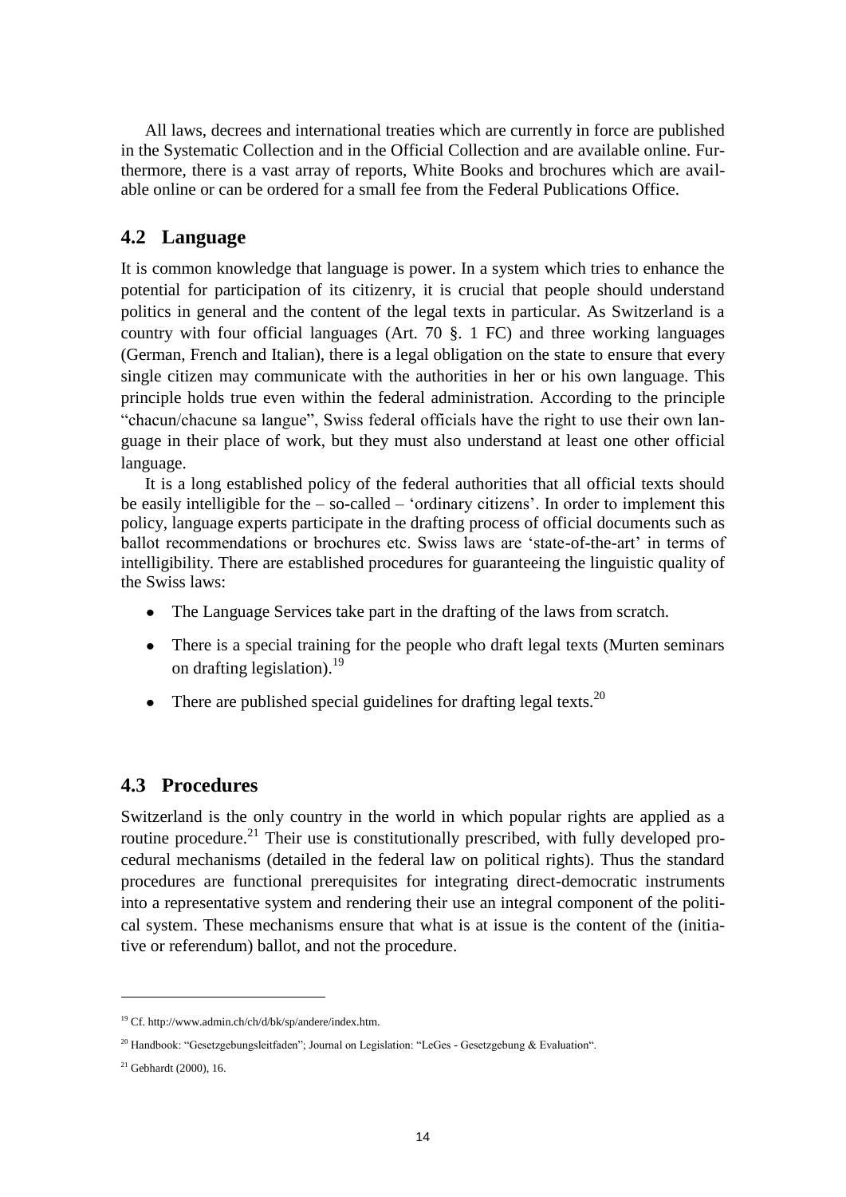All laws, decrees and international treaties which are currently in force are published in the Systematic Collection and in the Official Collection and are available online. Furthermore, there is a vast array of reports, White Books and brochures which are available online or can be ordered for a small fee from the Federal Publications Office.

## 4.2 Language

It is common knowledge that language is power. In a system which tries to enhance the potential for participation of its citizenry, it is crucial that people should understand politics in general and the content of the legal texts in particular. As Switzerland is a country with four official languages (Art. 70 §. 1 FC) and three working languages (German, French and Italian), there is a legal obligation on the state to ensure that every single citizen may communicate with the authorities in her or his own language. This principle holds true even within the federal administration. According to the principle "chacun/chacune sa langue", Swiss federal officials have the right to use their own language in their place of work, but they must also understand at least one other official language.

It is a long established policy of the federal authorities that all official texts should be easily intelligible for the – so-called – 'ordinary citizens'. In order to implement this policy, language experts participate in the drafting process of official documents such as ballot recommendations or brochures etc. Swiss laws are 'state-of-the-art' in terms of intelligibility. There are established procedures for guaranteeing the linguistic quality of the Swiss laws:

- The Language Services take part in the drafting of the laws from scratch.
- There is a special training for the people who draft legal texts (Murten seminars on drafting legislation).[19]
- There are published special guidelines for drafting legal texts.[20]

## 4.3 Procedures

Switzerland is the only country in the world in which popular rights are applied as a routine procedure.[21] Their use is constitutionally prescribed, with fully developed procedural mechanisms (detailed in the federal law on political rights). Thus the standard procedures are functional prerequisites for integrating direct-democratic instruments into a representative system and rendering their use an integral component of the political system. These mechanisms ensure that what is at issue is the content of the (initiative or referendum) ballot, and not the procedure.

---

[19] Cf. http://www.admin.ch/ch/d/bk/sp/andere/index.htm.

[20] Handbook: "Gesetzgebungsleitfaden"; Journal on Legislation: "LeGes - Gesetzgebung & Evaluation".

[21] Gebhardt (2000), 16.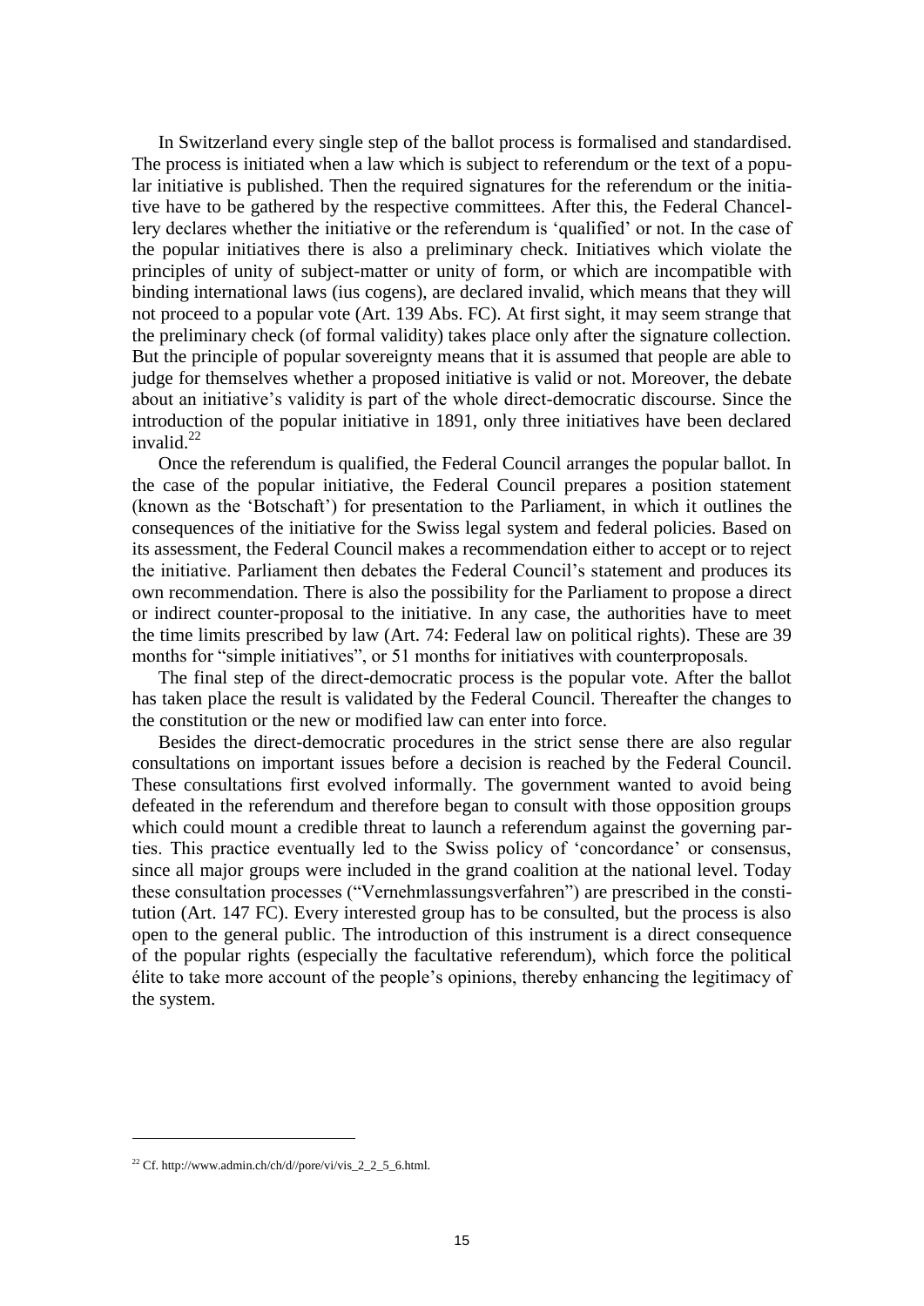In Switzerland every single step of the ballot process is formalised and standardised. The process is initiated when a law which is subject to referendum or the text of a popular initiative is published. Then the required signatures for the referendum or the initiative have to be gathered by the respective committees. After this, the Federal Chancellery declares whether the initiative or the referendum is 'qualified' or not. In the case of the popular initiatives there is also a preliminary check. Initiatives which violate the principles of unity of subject-matter or unity of form, or which are incompatible with binding international laws (ius cogens), are declared invalid, which means that they will not proceed to a popular vote (Art. 139 Abs. FC). At first sight, it may seem strange that the preliminary check (of formal validity) takes place only after the signature collection. But the principle of popular sovereignty means that it is assumed that people are able to judge for themselves whether a proposed initiative is valid or not. Moreover, the debate about an initiative's validity is part of the whole direct-democratic discourse. Since the introduction of the popular initiative in 1891, only three initiatives have been declared invalid.[22]

Once the referendum is qualified, the Federal Council arranges the popular ballot. In the case of the popular initiative, the Federal Council prepares a position statement (known as the 'Botschaft') for presentation to the Parliament, in which it outlines the consequences of the initiative for the Swiss legal system and federal policies. Based on its assessment, the Federal Council makes a recommendation either to accept or to reject the initiative. Parliament then debates the Federal Council's statement and produces its own recommendation. There is also the possibility for the Parliament to propose a direct or indirect counter-proposal to the initiative. In any case, the authorities have to meet the time limits prescribed by law (Art. 74: Federal law on political rights). These are 39 months for "simple initiatives", or 51 months for initiatives with counterproposals.

The final step of the direct-democratic process is the popular vote. After the ballot has taken place the result is validated by the Federal Council. Thereafter the changes to the constitution or the new or modified law can enter into force.

Besides the direct-democratic procedures in the strict sense there are also regular consultations on important issues before a decision is reached by the Federal Council. These consultations first evolved informally. The government wanted to avoid being defeated in the referendum and therefore began to consult with those opposition groups which could mount a credible threat to launch a referendum against the governing parties. This practice eventually led to the Swiss policy of 'concordance' or consensus, since all major groups were included in the grand coalition at the national level. Today these consultation processes ("Vernehmlassungsverfahren") are prescribed in the constitution (Art. 147 FC). Every interested group has to be consulted, but the process is also open to the general public. The introduction of this instrument is a direct consequence of the popular rights (especially the facultative referendum), which force the political élite to take more account of the people's opinions, thereby enhancing the legitimacy of the system.

---

[22] Cf. http://www.admin.ch/ch/d//pore/vi/vis_2_2_5_6.html.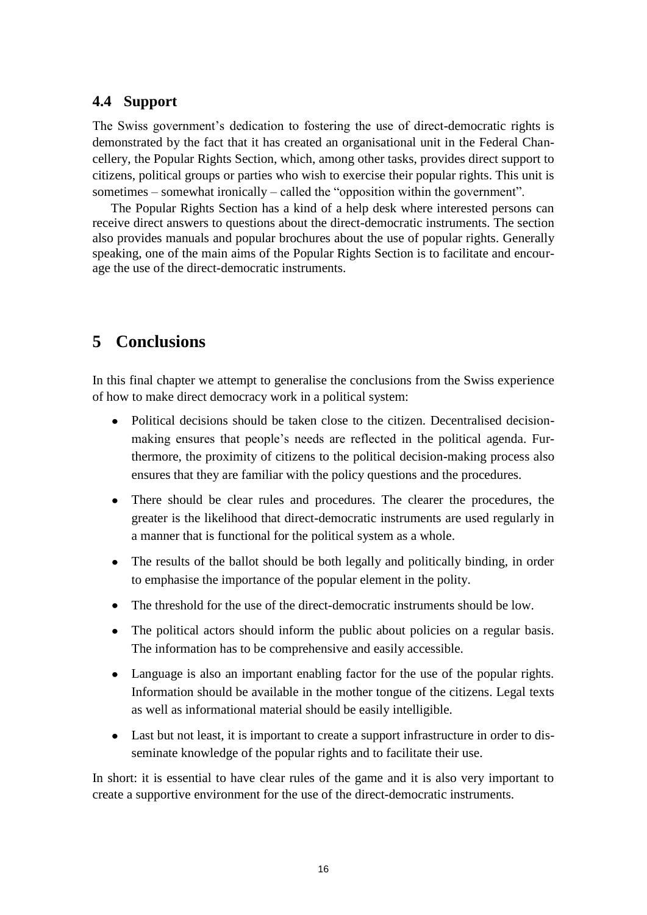## 4.4 Support

The Swiss government's dedication to fostering the use of direct-democratic rights is demonstrated by the fact that it has created an organisational unit in the Federal Chancellery, the Popular Rights Section, which, among other tasks, provides direct support to citizens, political groups or parties who wish to exercise their popular rights. This unit is sometimes – somewhat ironically – called the "opposition within the government".

The Popular Rights Section has a kind of a help desk where interested persons can receive direct answers to questions about the direct-democratic instruments. The section also provides manuals and popular brochures about the use of popular rights. Generally speaking, one of the main aims of the Popular Rights Section is to facilitate and encourage the use of the direct-democratic instruments.

# 5 Conclusions

In this final chapter we attempt to generalise the conclusions from the Swiss experience of how to make direct democracy work in a political system:

- Political decisions should be taken close to the citizen. Decentralised decision-making ensures that people's needs are reflected in the political agenda. Furthermore, the proximity of citizens to the political decision-making process also ensures that they are familiar with the policy questions and the procedures.
- There should be clear rules and procedures. The clearer the procedures, the greater is the likelihood that direct-democratic instruments are used regularly in a manner that is functional for the political system as a whole.
- The results of the ballot should be both legally and politically binding, in order to emphasise the importance of the popular element in the polity.
- The threshold for the use of the direct-democratic instruments should be low.
- The political actors should inform the public about policies on a regular basis. The information has to be comprehensive and easily accessible.
- Language is also an important enabling factor for the use of the popular rights. Information should be available in the mother tongue of the citizens. Legal texts as well as informational material should be easily intelligible.
- Last but not least, it is important to create a support infrastructure in order to disseminate knowledge of the popular rights and to facilitate their use.

In short: it is essential to have clear rules of the game and it is also very important to create a supportive environment for the use of the direct-democratic instruments.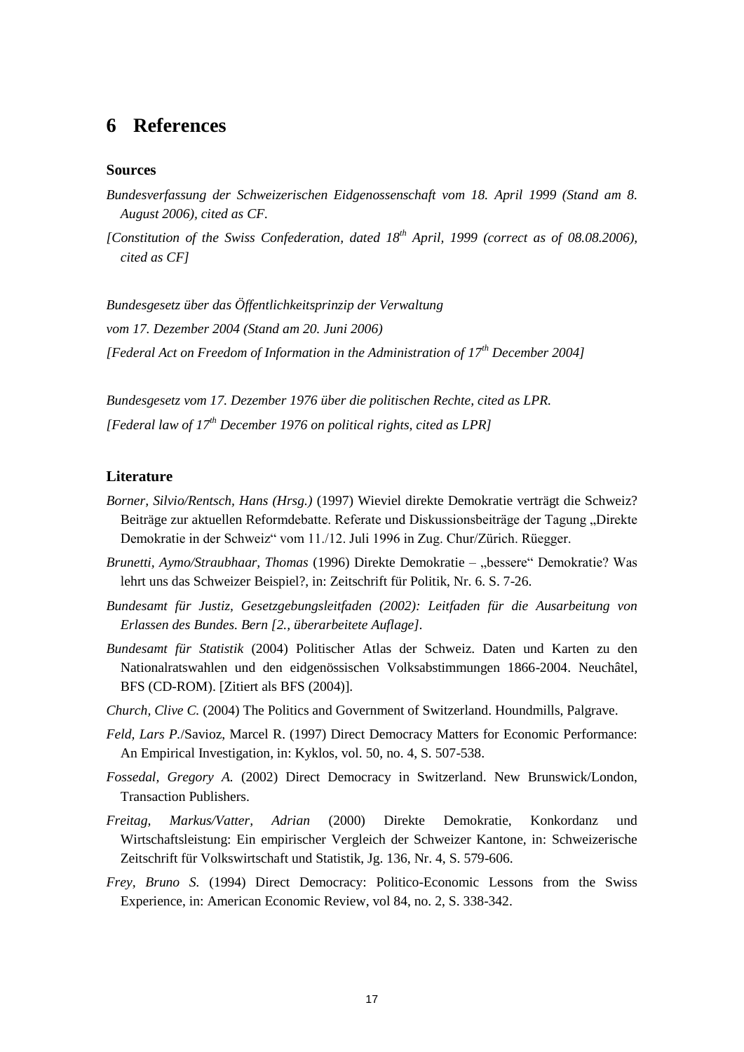# 6 References

### Sources

*Bundesverfassung der Schweizerischen Eidgenossenschaft vom 18. April 1999 (Stand am 8. August 2006), cited as CF.*

*[Constitution of the Swiss Confederation, dated 18th April, 1999 (correct as of 08.08.2006), cited as CF]*

*Bundesgesetz über das Öffentlichkeitsprinzip der Verwaltung*

*vom 17. Dezember 2004 (Stand am 20. Juni 2006)*

*[Federal Act on Freedom of Information in the Administration of 17th December 2004]*

*Bundesgesetz vom 17. Dezember 1976 über die politischen Rechte, cited as LPR.*

*[Federal law of 17th December 1976 on political rights, cited as LPR]*

### Literature

*Borner, Silvio/Rentsch, Hans (Hrsg.)* (1997) Wieviel direkte Demokratie verträgt die Schweiz? Beiträge zur aktuellen Reformdebatte. Referate und Diskussionsbeiträge der Tagung „Direkte Demokratie in der Schweiz" vom 11./12. Juli 1996 in Zug. Chur/Zürich. Rüegger.

*Brunetti, Aymo/Straubhaar, Thomas* (1996) Direkte Demokratie – „bessere" Demokratie? Was lehrt uns das Schweizer Beispiel?, in: Zeitschrift für Politik, Nr. 6. S. 7-26.

*Bundesamt für Justiz, Gesetzgebungsleitfaden (2002): Leitfaden für die Ausarbeitung von Erlassen des Bundes. Bern [2., überarbeitete Auflage].*

*Bundesamt für Statistik* (2004) Politischer Atlas der Schweiz. Daten und Karten zu den Nationalratswahlen und den eidgenössischen Volksabstimmungen 1866-2004. Neuchâtel, BFS (CD-ROM). [Zitiert als BFS (2004)].

*Church, Clive C.* (2004) The Politics and Government of Switzerland. Houndmills, Palgrave.

*Feld, Lars P.*/Savioz, Marcel R. (1997) Direct Democracy Matters for Economic Performance: An Empirical Investigation, in: Kyklos, vol. 50, no. 4, S. 507-538.

*Fossedal, Gregory A.* (2002) Direct Democracy in Switzerland. New Brunswick/London, Transaction Publishers.

*Freitag, Markus/Vatter, Adrian* (2000) Direkte Demokratie, Konkordanz und Wirtschaftsleistung: Ein empirischer Vergleich der Schweizer Kantone, in: Schweizerische Zeitschrift für Volkswirtschaft und Statistik, Jg. 136, Nr. 4, S. 579-606.

*Frey, Bruno S.* (1994) Direct Democracy: Politico-Economic Lessons from the Swiss Experience, in: American Economic Review, vol 84, no. 2, S. 338-342.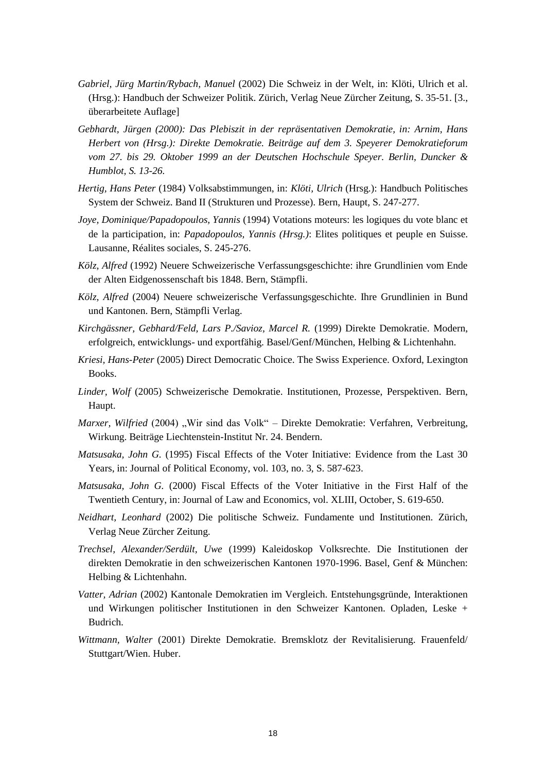*Gabriel, Jürg Martin/Rybach, Manuel* (2002) Die Schweiz in der Welt, in: Klöti, Ulrich et al. (Hrsg.): Handbuch der Schweizer Politik. Zürich, Verlag Neue Zürcher Zeitung, S. 35-51. [3., überarbeitete Auflage]

*Gebhardt, Jürgen (2000): Das Plebiszit in der repräsentativen Demokratie, in: Arnim, Hans Herbert von (Hrsg.): Direkte Demokratie. Beiträge auf dem 3. Speyerer Demokratieforum vom 27. bis 29. Oktober 1999 an der Deutschen Hochschule Speyer. Berlin, Duncker & Humblot, S. 13-26.*

*Hertig, Hans Peter* (1984) Volksabstimmungen, in: *Klöti, Ulrich* (Hrsg.): Handbuch Politisches System der Schweiz. Band II (Strukturen und Prozesse). Bern, Haupt, S. 247-277.

*Joye, Dominique/Papadopoulos, Yannis* (1994) Votations moteurs: les logiques du vote blanc et de la participation, in: *Papadopoulos, Yannis (Hrsg.)*: Elites politiques et peuple en Suisse. Lausanne, Réalites sociales, S. 245-276.

*Kölz, Alfred* (1992) Neuere Schweizerische Verfassungsgeschichte: ihre Grundlinien vom Ende der Alten Eidgenossenschaft bis 1848. Bern, Stämpfli.

*Kölz, Alfred* (2004) Neuere schweizerische Verfassungsgeschichte. Ihre Grundlinien in Bund und Kantonen. Bern, Stämpfli Verlag.

*Kirchgässner, Gebhard/Feld, Lars P./Savioz, Marcel R.* (1999) Direkte Demokratie. Modern, erfolgreich, entwicklungs- und exportfähig. Basel/Genf/München, Helbing & Lichtenhahn.

*Kriesi, Hans-Peter* (2005) Direct Democratic Choice. The Swiss Experience. Oxford, Lexington Books.

*Linder, Wolf* (2005) Schweizerische Demokratie. Institutionen, Prozesse, Perspektiven. Bern, Haupt.

*Marxer, Wilfried* (2004) „Wir sind das Volk" – Direkte Demokratie: Verfahren, Verbreitung, Wirkung. Beiträge Liechtenstein-Institut Nr. 24. Bendern.

*Matsusaka, John G.* (1995) Fiscal Effects of the Voter Initiative: Evidence from the Last 30 Years, in: Journal of Political Economy, vol. 103, no. 3, S. 587-623.

*Matsusaka, John G.* (2000) Fiscal Effects of the Voter Initiative in the First Half of the Twentieth Century, in: Journal of Law and Economics, vol. XLIII, October, S. 619-650.

*Neidhart, Leonhard* (2002) Die politische Schweiz. Fundamente und Institutionen. Zürich, Verlag Neue Zürcher Zeitung.

*Trechsel, Alexander/Serdült, Uwe* (1999) Kaleidoskop Volksrechte. Die Institutionen der direkten Demokratie in den schweizerischen Kantonen 1970-1996. Basel, Genf & München: Helbing & Lichtenhahn.

*Vatter, Adrian* (2002) Kantonale Demokratien im Vergleich. Entstehungsgründe, Interaktionen und Wirkungen politischer Institutionen in den Schweizer Kantonen. Opladen, Leske + Budrich.

*Wittmann, Walter* (2001) Direkte Demokratie. Bremsklotz der Revitalisierung. Frauenfeld/ Stuttgart/Wien. Huber.